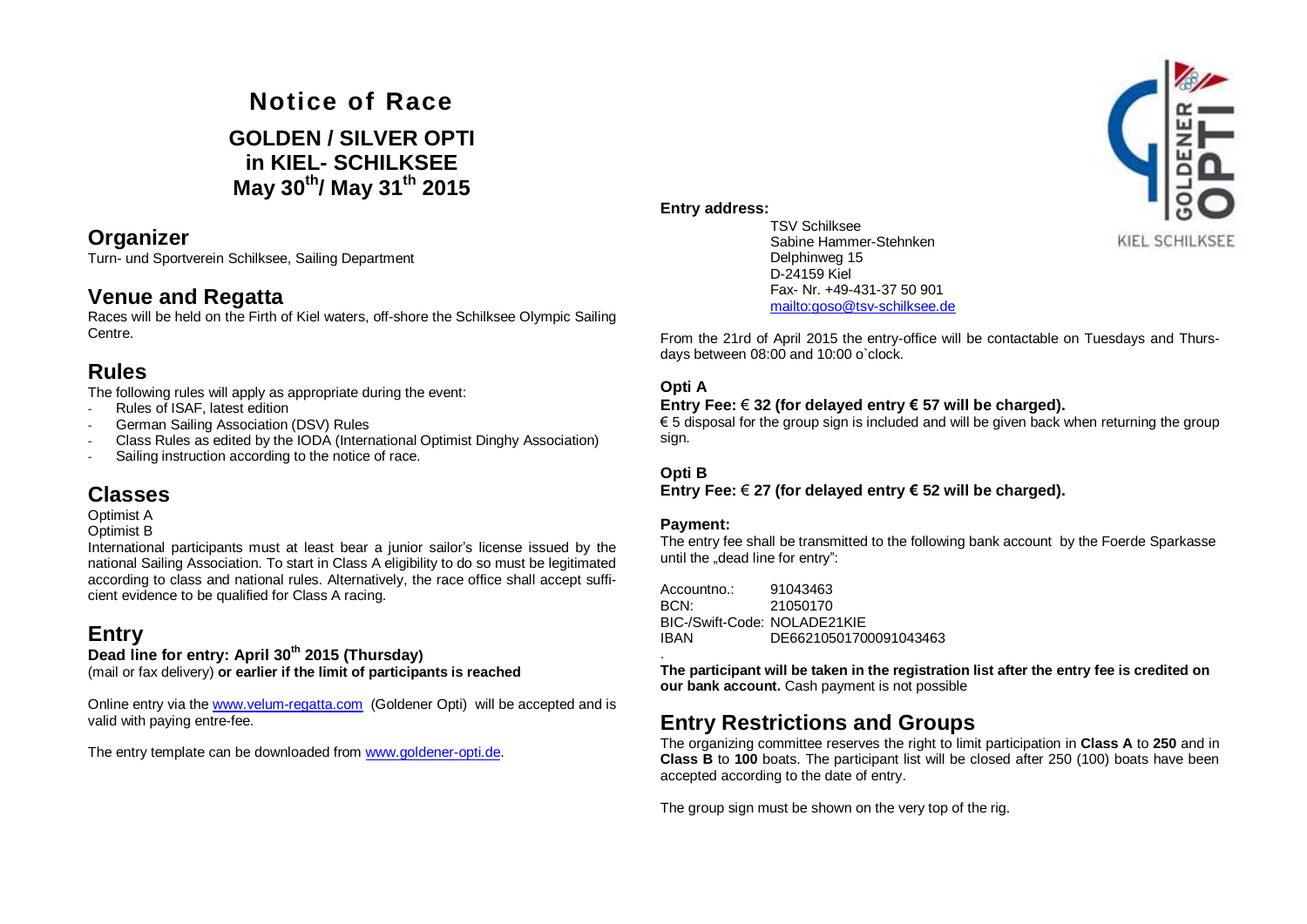# Notice of Race

## GOLDEN / SILVER OPTI in KIEL- SCHILKSEE May 30th/ May 31th 2015

## Organizer

Turn- und Sportverein Schilksee, Sailing Department

## Venue and Regatta

Races will be held on the Firth of Kiel waters, off-shore the Schilksee Olympic Sailing Centre.

## Rules

The following rules will apply as appropriate during the event:

- Rules of ISAF, latest edition
- German Sailing Association (DSV) Rules
- Class Rules as edited by the IODA (International Optimist Dinghy Association)
- Sailing instruction according to the notice of race.

## Classes

Optimist A
Optimist B

International participants must at least bear a junior sailor's license issued by the national Sailing Association. To start in Class A eligibility to do so must be legitimated according to class and national rules. Alternatively, the race office shall accept sufficient evidence to be qualified for Class A racing.

## Entry

**Dead line for entry: April 30th 2015 (Thursday)**
(mail or fax delivery) **or earlier if the limit of participants is reached**

Online entry via the www.velum-regatta.com (Goldener Opti) will be accepted and is valid with paying entre-fee.

The entry template can be downloaded from www.goldener-opti.de.

**Entry address:**

TSV Schilksee
Sabine Hammer-Stehnken
Delphinweg 15
D-24159 Kiel
Fax- Nr. +49-431-37 50 901
mailto:goso@tsv-schilksee.de

From the 21rd of April 2015 the entry-office will be contactable on Tuesdays and Thursdays between 08:00 and 10:00 o`clock.

### Opti A

**Entry Fee: € 32 (for delayed entry € 57 will be charged).**

€ 5 disposal for the group sign is included and will be given back when returning the group sign.

### Opti B

**Entry Fee: € 27 (for delayed entry € 52 will be charged).**

### Payment:

The entry fee shall be transmitted to the following bank account by the Foerde Sparkasse until the „dead line for entry":

Accountno.: 91043463
BCN: 21050170
BIC-/Swift-Code: NOLADE21KIE
IBAN DE66210501700091043463

**The participant will be taken in the registration list after the entry fee is credited on our bank account.** Cash payment is not possible

## Entry Restrictions and Groups

The organizing committee reserves the right to limit participation in **Class A** to **250** and in **Class B** to **100** boats. The participant list will be closed after 250 (100) boats have been accepted according to the date of entry.

The group sign must be shown on the very top of the rig.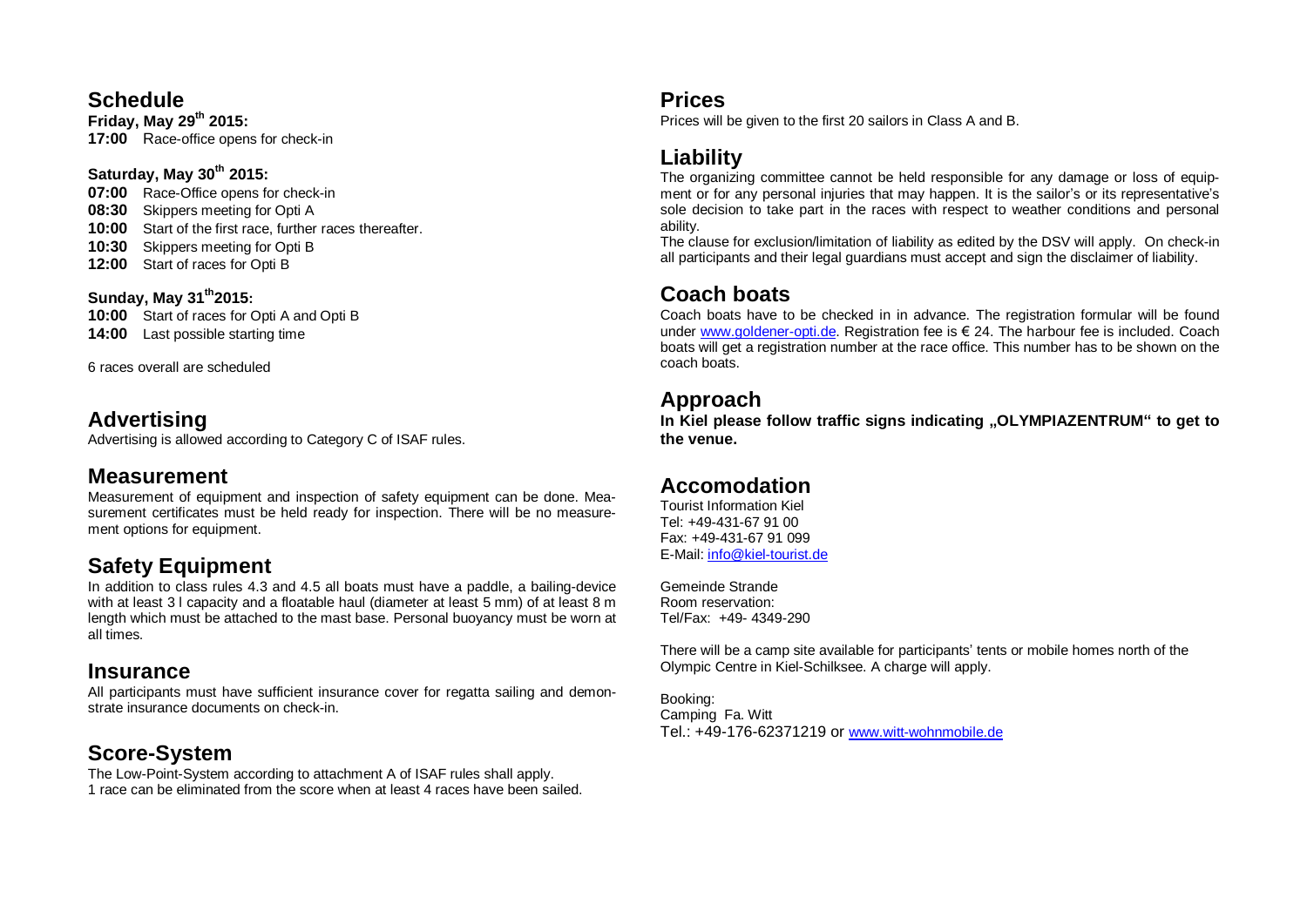## Schedule

**Friday, May 29th 2015:**

**17:00** Race-office opens for check-in

**Saturday, May 30th 2015:**

**07:00** Race-Office opens for check-in
**08:30** Skippers meeting for Opti A
**10:00** Start of the first race, further races thereafter.
**10:30** Skippers meeting for Opti B
**12:00** Start of races for Opti B

**Sunday, May 31th2015:**

**10:00** Start of races for Opti A and Opti B
**14:00** Last possible starting time

6 races overall are scheduled

## Advertising

Advertising is allowed according to Category C of ISAF rules.

## Measurement

Measurement of equipment and inspection of safety equipment can be done. Measurement certificates must be held ready for inspection. There will be no measurement options for equipment.

## Safety Equipment

In addition to class rules 4.3 and 4.5 all boats must have a paddle, a bailing-device with at least 3 l capacity and a floatable haul (diameter at least 5 mm) of at least 8 m length which must be attached to the mast base. Personal buoyancy must be worn at all times.

## Insurance

All participants must have sufficient insurance cover for regatta sailing and demonstrate insurance documents on check-in.

## Score-System

The Low-Point-System according to attachment A of ISAF rules shall apply.
1 race can be eliminated from the score when at least 4 races have been sailed.

## Prices

Prices will be given to the first 20 sailors in Class A and B.

## Liability

The organizing committee cannot be held responsible for any damage or loss of equipment or for any personal injuries that may happen. It is the sailor's or its representative's sole decision to take part in the races with respect to weather conditions and personal ability.

The clause for exclusion/limitation of liability as edited by the DSV will apply. On check-in all participants and their legal guardians must accept and sign the disclaimer of liability.

## Coach boats

Coach boats have to be checked in in advance. The registration formular will be found under www.goldener-opti.de. Registration fee is € 24. The harbour fee is included. Coach boats will get a registration number at the race office. This number has to be shown on the coach boats.

## Approach

**In Kiel please follow traffic signs indicating „OLYMPIAZENTRUM" to get to the venue.**

## Accomodation

Tourist Information Kiel
Tel: +49-431-67 91 00
Fax: +49-431-67 91 099
E-Mail: info@kiel-tourist.de

Gemeinde Strande
Room reservation:
Tel/Fax: +49- 4349-290

There will be a camp site available for participants' tents or mobile homes north of the Olympic Centre in Kiel-Schilksee. A charge will apply.

Booking:
Camping Fa. Witt
Tel.: +49-176-62371219 or www.witt-wohnmobile.de